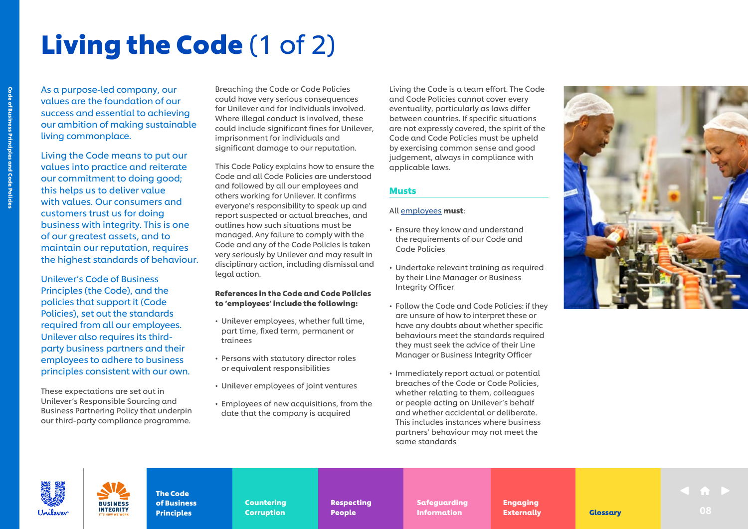# Living the Code (1 of 2)

As a purpose-led company, our values are the foundation of our success and essential to achieving our ambition of making sustainable living commonplace.

Living the Code means to put our values into practice and reiterate our commitment to doing good; this helps us to deliver value with values. Our consumers and customers trust us for doing business with integrity. This is one of our greatest assets, and to maintain our reputation, requires the highest standards of behaviour.

Unilever's Code of Business Principles (the Code), and the policies that support it (Code Policies), set out the standards required from all our employees. Unilever also requires its third-party business partners and their employees to adhere to business principles consistent with our own.

These expectations are set out in Unilever's Responsible Sourcing and Business Partnering Policy that underpin our third-party compliance programme.

Breaching the Code or Code Policies could have very serious consequences for Unilever and for individuals involved. Where illegal conduct is involved, these could include significant fines for Unilever, imprisonment for individuals and significant damage to our reputation.

This Code Policy explains how to ensure the Code and all Code Policies are understood and followed by all our employees and others working for Unilever. It confirms everyone's responsibility to speak up and report suspected or actual breaches, and outlines how such situations must be managed. Any failure to comply with the Code and any of the Code Policies is taken very seriously by Unilever and may result in disciplinary action, including dismissal and legal action.

**References in the Code and Code Policies to 'employees' include the following:**

- Unilever employees, whether full time, part time, fixed term, permanent or trainees
- Persons with statutory director roles or equivalent responsibilities
- Unilever employees of joint ventures
- Employees of new acquisitions, from the date that the company is acquired

Living the Code is a team effort. The Code and Code Policies cannot cover every eventuality, particularly as laws differ between countries. If specific situations are not expressly covered, the spirit of the Code and Code Policies must be upheld by exercising common sense and good judgement, always in compliance with applicable laws.

## Musts

All employees **must**:

- Ensure they know and understand the requirements of our Code and Code Policies
- Undertake relevant training as required by their Line Manager or Business Integrity Officer
- Follow the Code and Code Policies: if they are unsure of how to interpret these or have any doubts about whether specific behaviours meet the standards required they must seek the advice of their Line Manager or Business Integrity Officer
- Immediately report actual or potential breaches of the Code or Code Policies, whether relating to them, colleagues or people acting on Unilever's behalf and whether accidental or deliberate. This includes instances where business partners' behaviour may not meet the same standards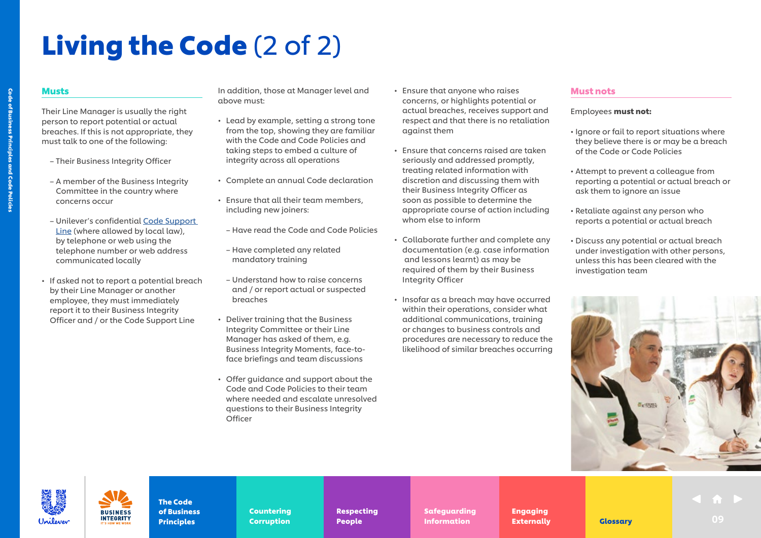# Living the Code (2 of 2)

## Musts

Their Line Manager is usually the right person to report potential or actual breaches. If this is not appropriate, they must talk to one of the following:

- Their Business Integrity Officer
- A member of the Business Integrity Committee in the country where concerns occur
- Unilever's confidential Code Support Line (where allowed by local law), by telephone or web using the telephone number or web address communicated locally

- If asked not to report a potential breach by their Line Manager or another employee, they must immediately report it to their Business Integrity Officer and / or the Code Support Line

In addition, those at Manager level and above must:

- Lead by example, setting a strong tone from the top, showing they are familiar with the Code and Code Policies and taking steps to embed a culture of integrity across all operations
- Complete an annual Code declaration
- Ensure that all their team members, including new joiners:
  - Have read the Code and Code Policies
  - Have completed any related mandatory training
  - Understand how to raise concerns and / or report actual or suspected breaches
- Deliver training that the Business Integrity Committee or their Line Manager has asked of them, e.g. Business Integrity Moments, face-to-face briefings and team discussions
- Offer guidance and support about the Code and Code Policies to their team where needed and escalate unresolved questions to their Business Integrity Officer
- Ensure that anyone who raises concerns, or highlights potential or actual breaches, receives support and respect and that there is no retaliation against them
- Ensure that concerns raised are taken seriously and addressed promptly, treating related information with discretion and discussing them with their Business Integrity Officer as soon as possible to determine the appropriate course of action including whom else to inform
- Collaborate further and complete any documentation (e.g. case information and lessons learnt) as may be required of them by their Business Integrity Officer
- Insofar as a breach may have occurred within their operations, consider what additional communications, training or changes to business controls and procedures are necessary to reduce the likelihood of similar breaches occurring

## Must nots

Employees **must not:**

- Ignore or fail to report situations where they believe there is or may be a breach of the Code or Code Policies
- Attempt to prevent a colleague from reporting a potential or actual breach or ask them to ignore an issue
- Retaliate against any person who reports a potential or actual breach
- Discuss any potential or actual breach under investigation with other persons, unless this has been cleared with the investigation team